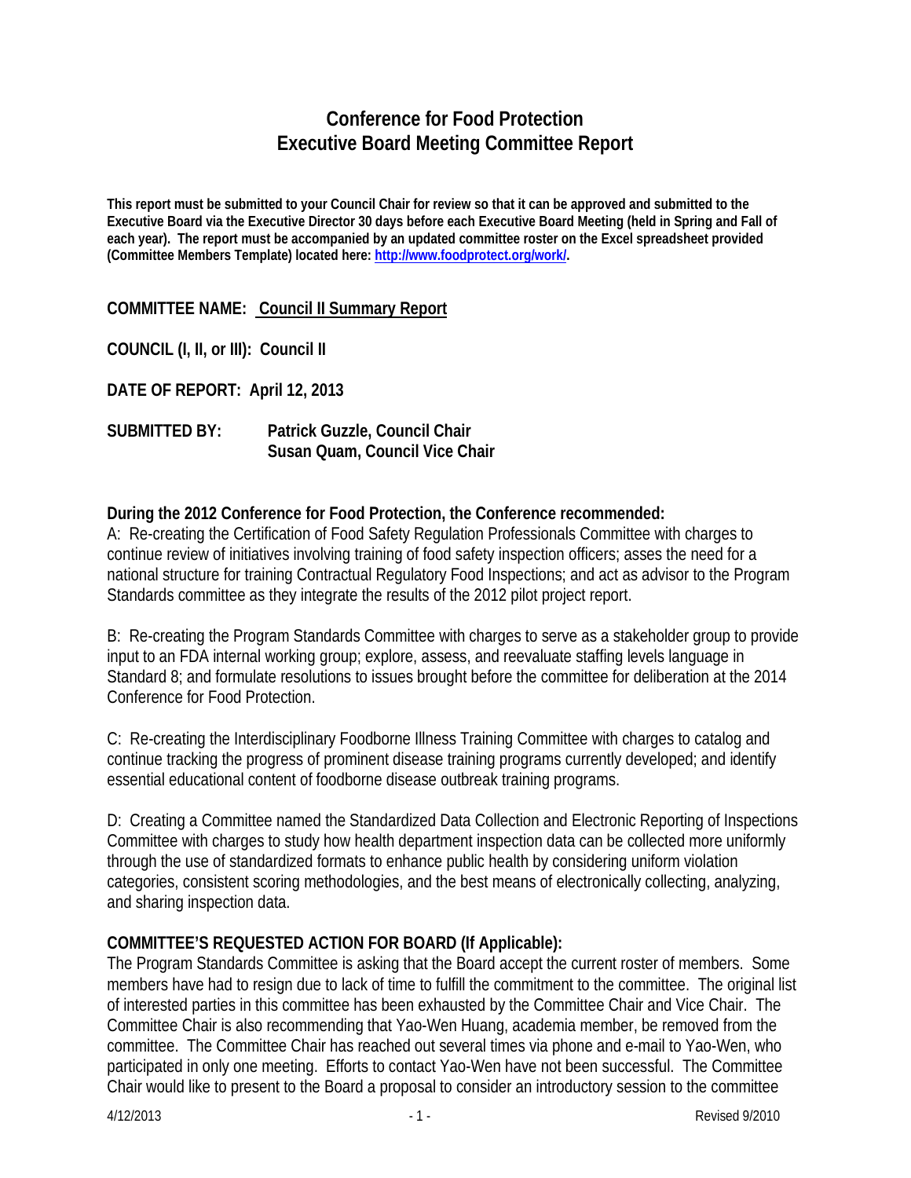# Conference for Food Protection
# Executive Board Meeting Committee Report

**This report must be submitted to your Council Chair for review so that it can be approved and submitted to the Executive Board via the Executive Director 30 days before each Executive Board Meeting (held in Spring and Fall of each year). The report must be accompanied by an updated committee roster on the Excel spreadsheet provided (Committee Members Template) located here: http://www.foodprotect.org/work/.**

**COMMITTEE NAME: Council II Summary Report**

**COUNCIL (I, II, or III): Council II**

**DATE OF REPORT: April 12, 2013**

**SUBMITTED BY: Patrick Guzzle, Council Chair**
**Susan Quam, Council Vice Chair**

**During the 2012 Conference for Food Protection, the Conference recommended:**

A: Re-creating the Certification of Food Safety Regulation Professionals Committee with charges to continue review of initiatives involving training of food safety inspection officers; asses the need for a national structure for training Contractual Regulatory Food Inspections; and act as advisor to the Program Standards committee as they integrate the results of the 2012 pilot project report.

B: Re-creating the Program Standards Committee with charges to serve as a stakeholder group to provide input to an FDA internal working group; explore, assess, and reevaluate staffing levels language in Standard 8; and formulate resolutions to issues brought before the committee for deliberation at the 2014 Conference for Food Protection.

C: Re-creating the Interdisciplinary Foodborne Illness Training Committee with charges to catalog and continue tracking the progress of prominent disease training programs currently developed; and identify essential educational content of foodborne disease outbreak training programs.

D: Creating a Committee named the Standardized Data Collection and Electronic Reporting of Inspections Committee with charges to study how health department inspection data can be collected more uniformly through the use of standardized formats to enhance public health by considering uniform violation categories, consistent scoring methodologies, and the best means of electronically collecting, analyzing, and sharing inspection data.

**COMMITTEE'S REQUESTED ACTION FOR BOARD (If Applicable):**

The Program Standards Committee is asking that the Board accept the current roster of members. Some members have had to resign due to lack of time to fulfill the commitment to the committee. The original list of interested parties in this committee has been exhausted by the Committee Chair and Vice Chair. The Committee Chair is also recommending that Yao-Wen Huang, academia member, be removed from the committee. The Committee Chair has reached out several times via phone and e-mail to Yao-Wen, who participated in only one meeting. Efforts to contact Yao-Wen have not been successful. The Committee Chair would like to present to the Board a proposal to consider an introductory session to the committee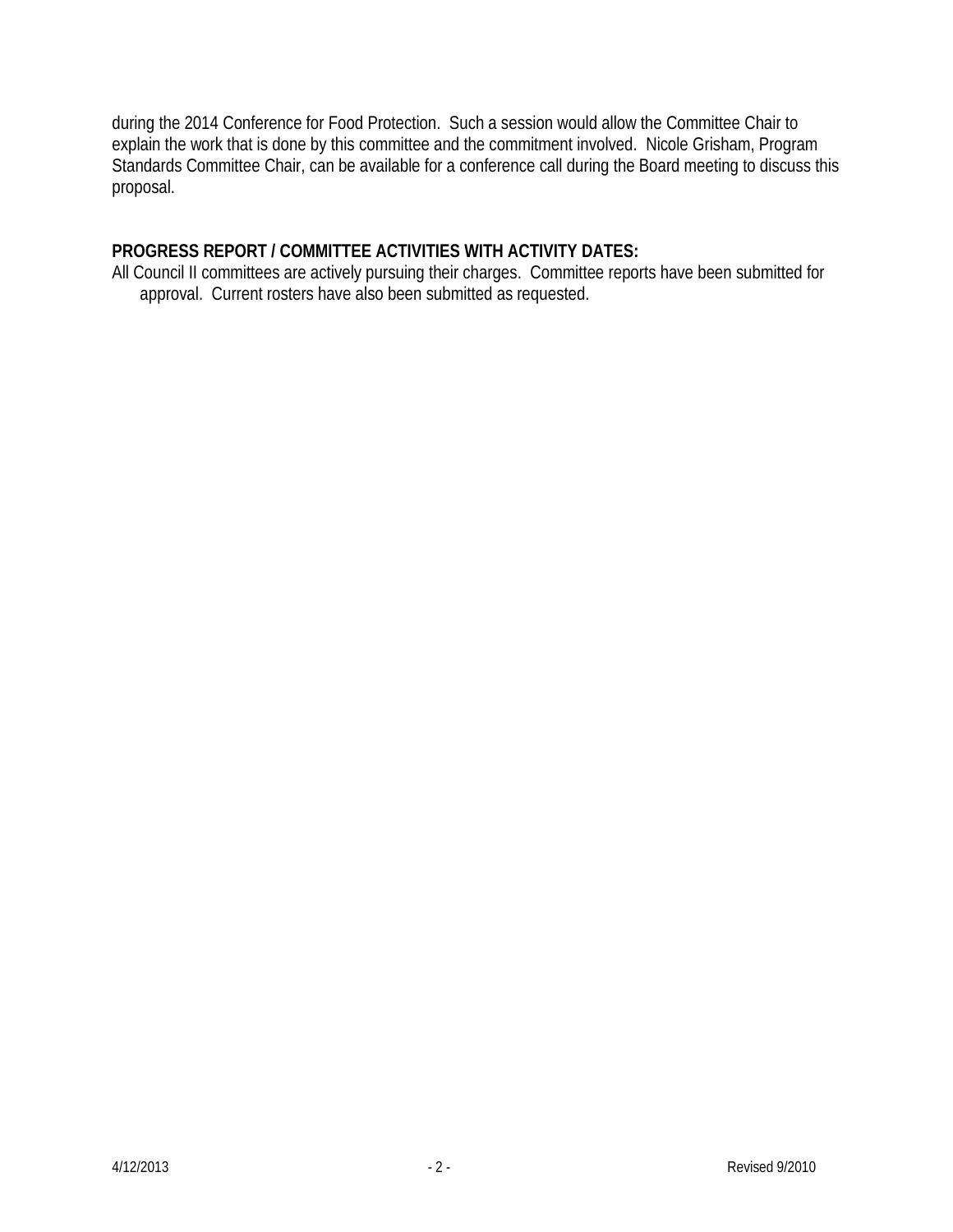during the 2014 Conference for Food Protection. Such a session would allow the Committee Chair to explain the work that is done by this committee and the commitment involved. Nicole Grisham, Program Standards Committee Chair, can be available for a conference call during the Board meeting to discuss this proposal.

**PROGRESS REPORT / COMMITTEE ACTIVITIES WITH ACTIVITY DATES:**

All Council II committees are actively pursuing their charges. Committee reports have been submitted for approval. Current rosters have also been submitted as requested.